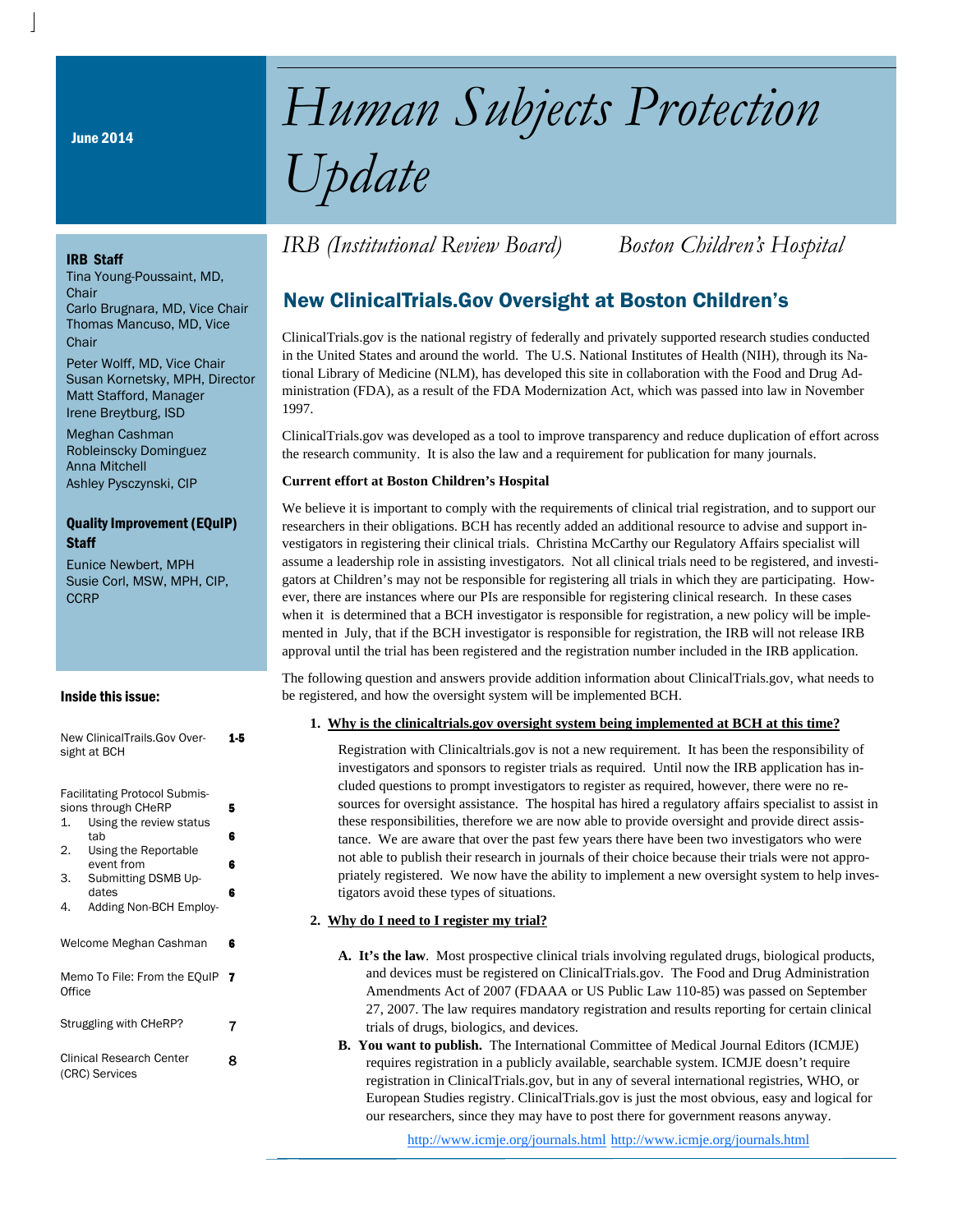June 2014

# Human Subjects Protection Update

*IRB (Institutional Review Board)* *Boston Children's Hospital*

**IRB Staff**

Tina Young-Poussaint, MD, Chair
Carlo Brugnara, MD, Vice Chair
Thomas Mancuso, MD, Vice Chair
Peter Wolff, MD, Vice Chair
Susan Kornetsky, MPH, Director
Matt Stafford, Manager
Irene Breytburg, ISD
Meghan Cashman
Robleinscky Dominguez
Anna Mitchell
Ashley Pysczynski, CIP

**Quality Improvement (EQuIP) Staff**

Eunice Newbert, MPH
Susie Corl, MSW, MPH, CIP, CCRP

**Inside this issue:**

| | |
|---|---|
| New ClinicalTrails.Gov Oversight at BCH | 1-5 |
| Facilitating Protocol Submissions through CHeRP | 5 |
| 1. Using the review status tab | 6 |
| 2. Using the Reportable event from | 6 |
| 3. Submitting DSMB Updates | 6 |
| 4. Adding Non-BCH Employ- | |
| Welcome Meghan Cashman | 6 |
| Memo To File: From the EQuIP Office | 7 |
| Struggling with CHeRP? | 7 |
| Clinical Research Center (CRC) Services | 8 |

## New ClinicalTrials.Gov Oversight at Boston Children's

ClinicalTrials.gov is the national registry of federally and privately supported research studies conducted in the United States and around the world. The U.S. National Institutes of Health (NIH), through its National Library of Medicine (NLM), has developed this site in collaboration with the Food and Drug Administration (FDA), as a result of the FDA Modernization Act, which was passed into law in November 1997.

ClinicalTrials.gov was developed as a tool to improve transparency and reduce duplication of effort across the research community. It is also the law and a requirement for publication for many journals.

**Current effort at Boston Children's Hospital**

We believe it is important to comply with the requirements of clinical trial registration, and to support our researchers in their obligations. BCH has recently added an additional resource to advise and support investigators in registering their clinical trials. Christina McCarthy our Regulatory Affairs specialist will assume a leadership role in assisting investigators. Not all clinical trials need to be registered, and investigators at Children's may not be responsible for registering all trials in which they are participating. However, there are instances where our PIs are responsible for registering clinical research. In these cases when it is determined that a BCH investigator is responsible for registration, a new policy will be implemented in July, that if the BCH investigator is responsible for registration, the IRB will not release IRB approval until the trial has been registered and the registration number included in the IRB application.

The following question and answers provide addition information about ClinicalTrials.gov, what needs to be registered, and how the oversight system will be implemented BCH.

1. **Why is the clinicaltrials.gov oversight system being implemented at BCH at this time?**

   Registration with Clinicaltrials.gov is not a new requirement. It has been the responsibility of investigators and sponsors to register trials as required. Until now the IRB application has included questions to prompt investigators to register as required, however, there were no resources for oversight assistance. The hospital has hired a regulatory affairs specialist to assist in these responsibilities, therefore we are now able to provide oversight and provide direct assistance. We are aware that over the past few years there have been two investigators who were not able to publish their research in journals of their choice because their trials were not appropriately registered. We now have the ability to implement a new oversight system to help investigators avoid these types of situations.

2. **Why do I need to I register my trial?**

   A. **It's the law**. Most prospective clinical trials involving regulated drugs, biological products, and devices must be registered on ClinicalTrials.gov. The Food and Drug Administration Amendments Act of 2007 (FDAAA or US Public Law 110-85) was passed on September 27, 2007. The law requires mandatory registration and results reporting for certain clinical trials of drugs, biologics, and devices.

   B. **You want to publish.** The International Committee of Medical Journal Editors (ICMJE) requires registration in a publicly available, searchable system. ICMJE doesn't require registration in ClinicalTrials.gov, but in any of several international registries, WHO, or European Studies registry. ClinicalTrials.gov is just the most obvious, easy and logical for our researchers, since they may have to post there for government reasons anyway.

   http://www.icmje.org/journals.html http://www.icmje.org/journals.html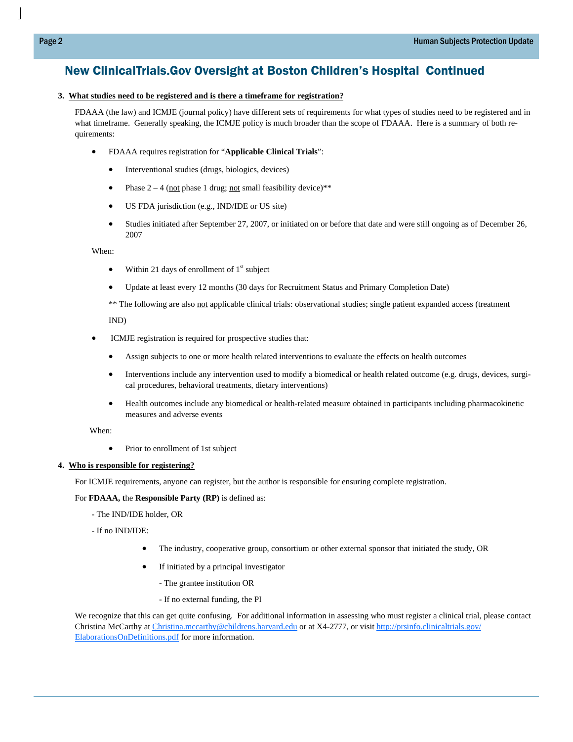## New ClinicalTrials.Gov Oversight at Boston Children's Hospital Continued

**3. What studies need to be registered and is there a timeframe for registration?**

FDAAA (the law) and ICMJE (journal policy) have different sets of requirements for what types of studies need to be registered and in what timeframe. Generally speaking, the ICMJE policy is much broader than the scope of FDAAA. Here is a summary of both requirements:

- FDAAA requires registration for "**Applicable Clinical Trials**":
  - Interventional studies (drugs, biologics, devices)
  - Phase 2 – 4 (not phase 1 drug; not small feasibility device)**
  - US FDA jurisdiction (e.g., IND/IDE or US site)
  - Studies initiated after September 27, 2007, or initiated on or before that date and were still ongoing as of December 26, 2007

  When:

  - Within 21 days of enrollment of 1st subject
  - Update at least every 12 months (30 days for Recruitment Status and Primary Completion Date)

  ** The following are also not applicable clinical trials: observational studies; single patient expanded access (treatment IND)

- ICMJE registration is required for prospective studies that:
  - Assign subjects to one or more health related interventions to evaluate the effects on health outcomes
  - Interventions include any intervention used to modify a biomedical or health related outcome (e.g. drugs, devices, surgical procedures, behavioral treatments, dietary interventions)
  - Health outcomes include any biomedical or health-related measure obtained in participants including pharmacokinetic measures and adverse events

  When:

  - Prior to enrollment of 1st subject

**4. Who is responsible for registering?**

For ICMJE requirements, anyone can register, but the author is responsible for ensuring complete registration.

For **FDAAA, t**he **Responsible Party (RP)** is defined as:

- The IND/IDE holder, OR

- If no IND/IDE:

  - The industry, cooperative group, consortium or other external sponsor that initiated the study, OR
  - If initiated by a principal investigator

    - The grantee institution OR

    - If no external funding, the PI

We recognize that this can get quite confusing. For additional information in assessing who must register a clinical trial, please contact Christina McCarthy at Christina.mccarthy@childrens.harvard.edu or at X4-2777, or visit http://prsinfo.clinicaltrials.gov/ElaborationsOnDefinitions.pdf for more information.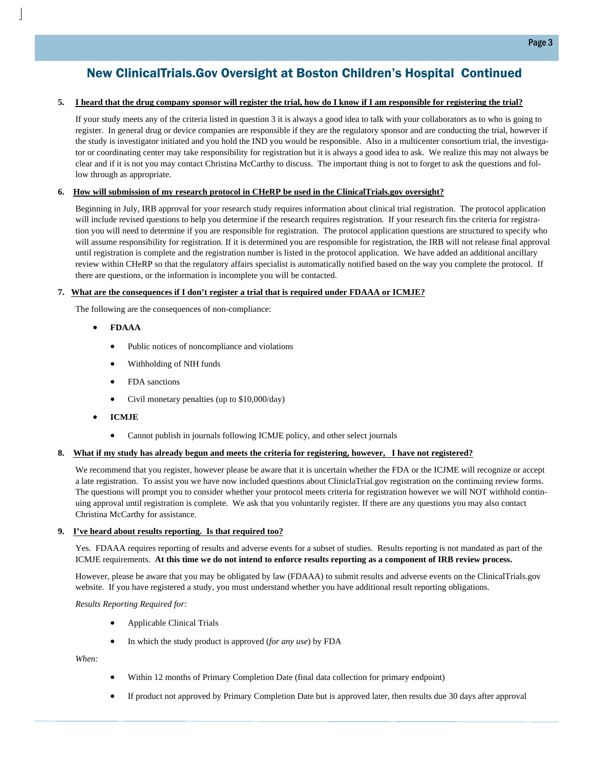## New ClinicalTrials.Gov Oversight at Boston Children's Hospital Continued

**5. I heard that the drug company sponsor will register the trial, how do I know if I am responsible for registering the trial?**

If your study meets any of the criteria listed in question 3 it is always a good idea to talk with your collaborators as to who is going to register. In general drug or device companies are responsible if they are the regulatory sponsor and are conducting the trial, however if the study is investigator initiated and you hold the IND you would be responsible. Also in a multicenter consortium trial, the investigator or coordinating center may take responsibility for registration but it is always a good idea to ask. We realize this may not always be clear and if it is not you may contact Christina McCarthy to discuss. The important thing is not to forget to ask the questions and follow through as appropriate.

**6. How will submission of my research protocol in CHeRP be used in the ClinicalTrials.gov oversight?**

Beginning in July, IRB approval for your research study requires information about clinical trial registration. The protocol application will include revised questions to help you determine if the research requires registration. If your research fits the criteria for registration you will need to determine if you are responsible for registration. The protocol application questions are structured to specify who will assume responsibility for registration. If it is determined you are responsible for registration, the IRB will not release final approval until registration is complete and the registration number is listed in the protocol application. We have added an additional ancillary review within CHeRP so that the regulatory affairs specialist is automatically notified based on the way you complete the protocol. If there are questions, or the information is incomplete you will be contacted.

**7. What are the consequences if I don't register a trial that is required under FDAAA or ICMJE?**

The following are the consequences of non-compliance:

- **FDAAA**
  - Public notices of noncompliance and violations
  - Withholding of NIH funds
  - FDA sanctions
  - Civil monetary penalties (up to $10,000/day)
- **ICMJE**
  - Cannot publish in journals following ICMJE policy, and other select journals

**8. What if my study has already begun and meets the criteria for registering, however, I have not registered?**

We recommend that you register, however please be aware that it is uncertain whether the FDA or the ICJME will recognize or accept a late registration. To assist you we have now included questions about CliniclaTrial.gov registration on the continuing review forms. The questions will prompt you to consider whether your protocol meets criteria for registration however we will NOT withhold continuing approval until registration is complete. We ask that you voluntarily register. If there are any questions you may also contact Christina McCarthy for assistance.

**9. I've heard about results reporting. Is that required too?**

Yes. FDAAA requires reporting of results and adverse events for a subset of studies. Results reporting is not mandated as part of the ICMJE requirements. **At this time we do not intend to enforce results reporting as a component of IRB review process.**

However, please be aware that you may be obligated by law (FDAAA) to submit results and adverse events on the ClinicalTrials.gov website. If you have registered a study, you must understand whether you have additional result reporting obligations.

*Results Reporting Required for:*

- Applicable Clinical Trials
- In which the study product is approved (*for any use*) by FDA

*When:*

- Within 12 months of Primary Completion Date (final data collection for primary endpoint)
- If product not approved by Primary Completion Date but is approved later, then results due 30 days after approval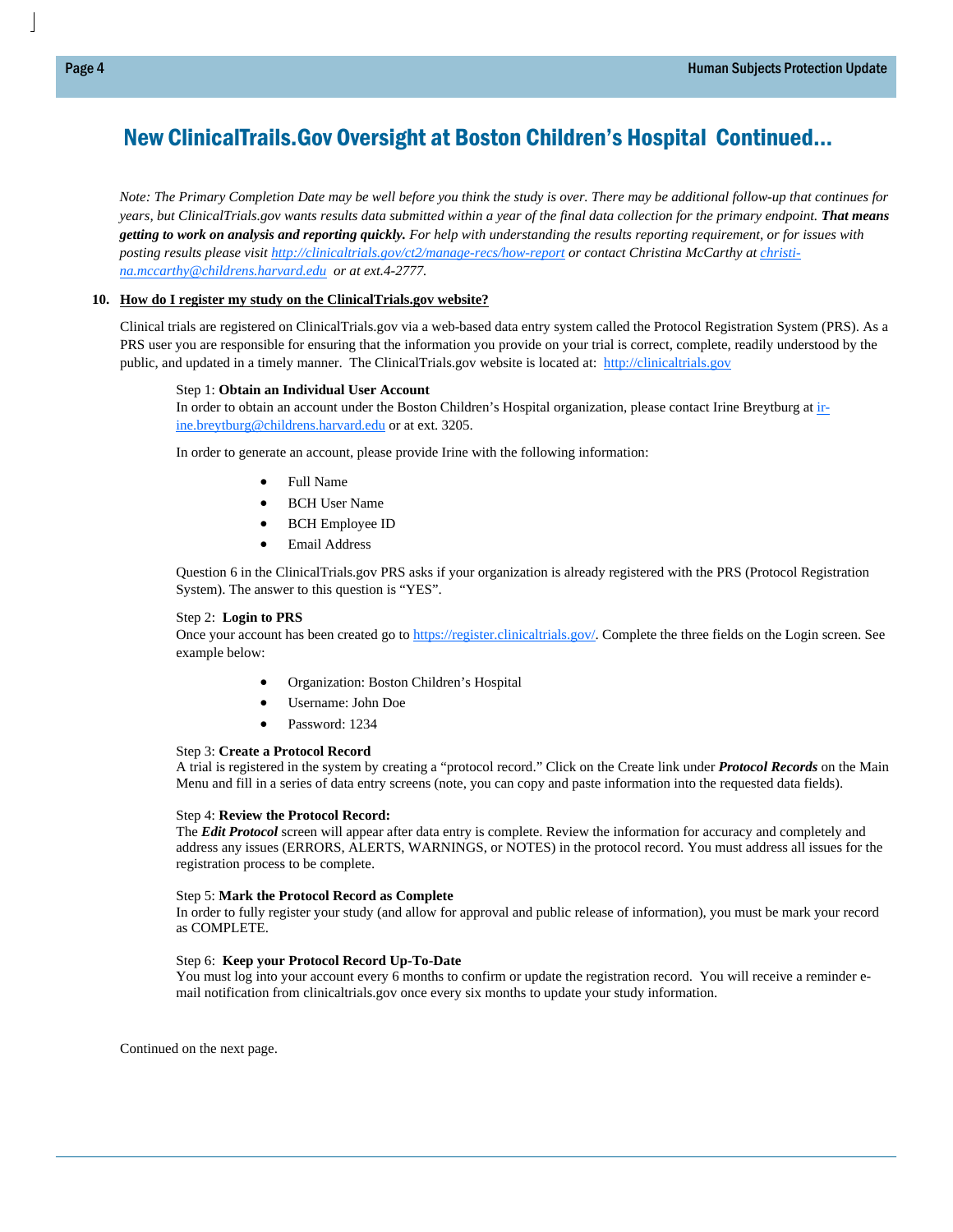# New ClinicalTrails.Gov Oversight at Boston Children's Hospital Continued...

*Note: The Primary Completion Date may be well before you think the study is over. There may be additional follow-up that continues for years, but ClinicalTrials.gov wants results data submitted within a year of the final data collection for the primary endpoint.* ***That means getting to work on analysis and reporting quickly.*** *For help with understanding the results reporting requirement, or for issues with posting results please visit http://clinicaltrials.gov/ct2/manage-recs/how-report or contact Christina McCarthy at christina.mccarthy@childrens.harvard.edu or at ext.4-2777.*

**10. How do I register my study on the ClinicalTrials.gov website?**

Clinical trials are registered on ClinicalTrials.gov via a web-based data entry system called the Protocol Registration System (PRS). As a PRS user you are responsible for ensuring that the information you provide on your trial is correct, complete, readily understood by the public, and updated in a timely manner. The ClinicalTrials.gov website is located at: http://clinicaltrials.gov

Step 1: **Obtain an Individual User Account**
In order to obtain an account under the Boston Children's Hospital organization, please contact Irine Breytburg at irine.breytburg@childrens.harvard.edu or at ext. 3205.

In order to generate an account, please provide Irine with the following information:

- Full Name
- BCH User Name
- BCH Employee ID
- Email Address

Question 6 in the ClinicalTrials.gov PRS asks if your organization is already registered with the PRS (Protocol Registration System). The answer to this question is "YES".

Step 2: **Login to PRS**
Once your account has been created go to https://register.clinicaltrials.gov/. Complete the three fields on the Login screen. See example below:

- Organization: Boston Children's Hospital
- Username: John Doe
- Password: 1234

Step 3: **Create a Protocol Record**
A trial is registered in the system by creating a "protocol record." Click on the Create link under ***Protocol Records*** on the Main Menu and fill in a series of data entry screens (note, you can copy and paste information into the requested data fields).

Step 4: **Review the Protocol Record:**
The ***Edit Protocol*** screen will appear after data entry is complete. Review the information for accuracy and completely and address any issues (ERRORS, ALERTS, WARNINGS, or NOTES) in the protocol record. You must address all issues for the registration process to be complete.

Step 5: **Mark the Protocol Record as Complete**
In order to fully register your study (and allow for approval and public release of information), you must be mark your record as COMPLETE.

Step 6: **Keep your Protocol Record Up-To-Date**
You must log into your account every 6 months to confirm or update the registration record. You will receive a reminder e-mail notification from clinicaltrials.gov once every six months to update your study information.

Continued on the next page.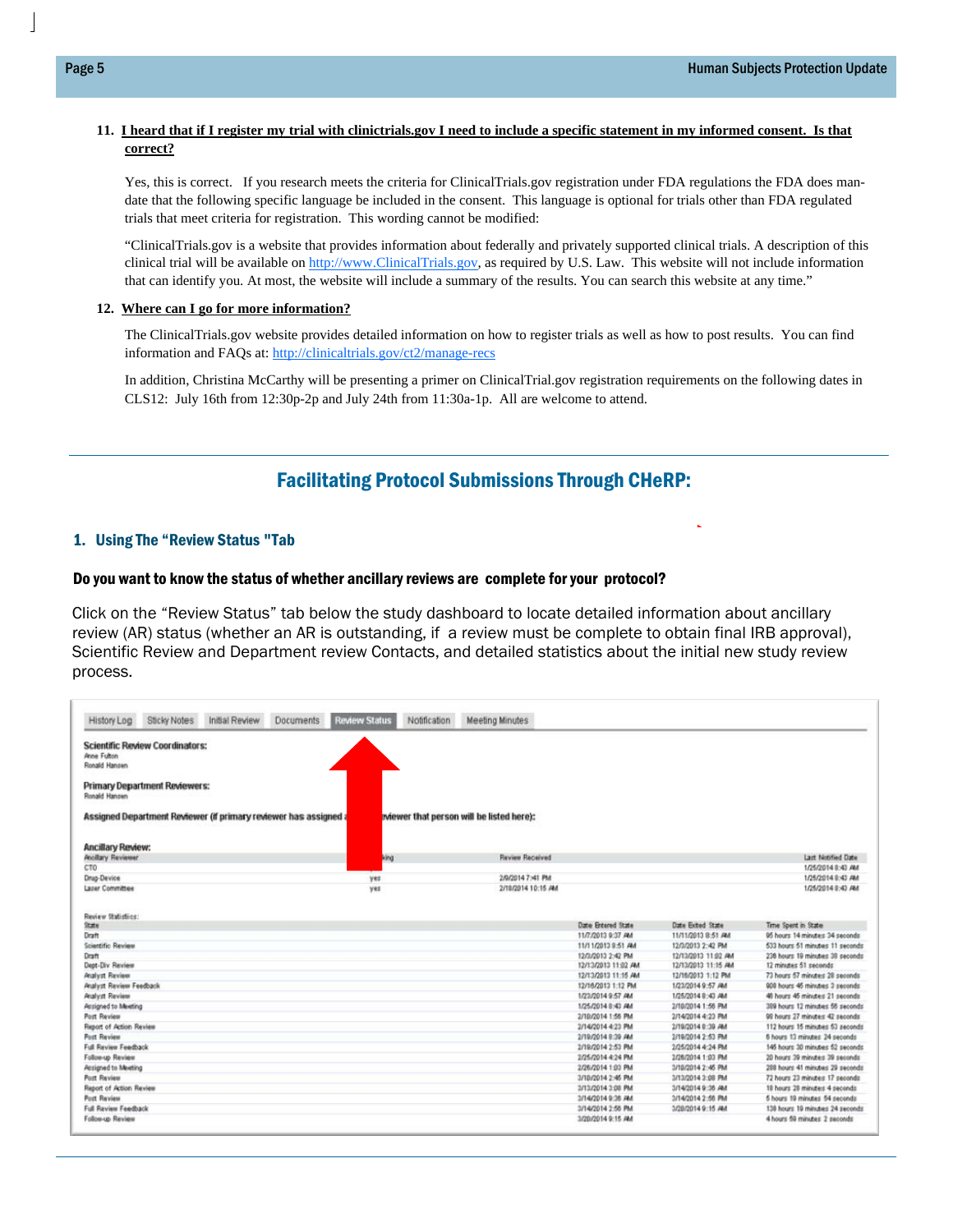11. **I heard that if I register my trial with clinictrials.gov I need to include a specific statement in my informed consent. Is that correct?**

Yes, this is correct. If you research meets the criteria for ClinicalTrials.gov registration under FDA regulations the FDA does mandate that the following specific language be included in the consent. This language is optional for trials other than FDA regulated trials that meet criteria for registration. This wording cannot be modified:

"ClinicalTrials.gov is a website that provides information about federally and privately supported clinical trials. A description of this clinical trial will be available on http://www.ClinicalTrials.gov, as required by U.S. Law. This website will not include information that can identify you. At most, the website will include a summary of the results. You can search this website at any time."

12. **Where can I go for more information?**

The ClinicalTrials.gov website provides detailed information on how to register trials as well as how to post results. You can find information and FAQs at: http://clinicaltrials.gov/ct2/manage-recs

In addition, Christina McCarthy will be presenting a primer on ClinicalTrial.gov registration requirements on the following dates in CLS12: July 16th from 12:30p-2p and July 24th from 11:30a-1p. All are welcome to attend.

## Facilitating Protocol Submissions Through CHeRP:

### 1. Using The "Review Status "Tab

**Do you want to know the status of whether ancillary reviews are complete for your protocol?**

Click on the "Review Status" tab below the study dashboard to locate detailed information about ancillary review (AR) status (whether an AR is outstanding, if a review must be complete to obtain final IRB approval), Scientific Review and Department review Contacts, and detailed statistics about the initial new study review process.

History Log | Sticky Notes | Initial Review | Documents | Review Status | Notification | Meeting Minutes

**Scientific Review Coordinators:**
Anne Fulton
Ronald Hansen

**Primary Department Reviewers:**
Ronald Hansen

**Assigned Department Reviewer (if primary reviewer has assigned a ... reviewer that person will be listed here):**

**Ancillary Review:**

| Ancillary Reviewer | ...king | Review Received | Last Notified Date |
|---|---|---|---|
| CTO | | | 1/25/2014 8:43 AM |
| Drug-Device | yes | 2/9/2014 7:41 PM | 1/25/2014 8:43 AM |
| Laser Committee | yes | 2/18/2014 10:15 AM | 1/25/2014 8:43 AM |

Review Statistics:

| State | Date Entered State | Date Exited State | Time Spent in State |
|---|---|---|---|
| Draft | 11/7/2013 9:37 AM | 11/11/2013 8:51 AM | 95 hours 14 minutes 34 seconds |
| Scientific Review | 11/11/2013 8:51 AM | 12/3/2013 2:42 PM | 533 hours 51 minutes 11 seconds |
| Draft | 12/3/2013 2:42 PM | 12/13/2013 11:02 AM | 236 hours 19 minutes 38 seconds |
| Dept-Div Review | 12/13/2013 11:02 AM | 12/13/2013 11:15 AM | 12 minutes 51 seconds |
| Analyst Review | 12/13/2013 11:15 AM | 12/16/2013 1:12 PM | 73 hours 57 minutes 28 seconds |
| Analyst Review Feedback | 12/16/2013 1:12 PM | 1/23/2014 9:57 AM | 908 hours 45 minutes 3 seconds |
| Analyst Review | 1/23/2014 9:57 AM | 1/25/2014 8:43 AM | 46 hours 45 minutes 21 seconds |
| Assigned to Meeting | 1/25/2014 8:43 AM | 2/10/2014 1:56 PM | 389 hours 12 minutes 56 seconds |
| Post Review | 2/10/2014 1:56 PM | 2/14/2014 4:23 PM | 98 hours 27 minutes 42 seconds |
| Report of Action Review | 2/14/2014 4:23 PM | 2/19/2014 8:39 AM | 112 hours 15 minutes 53 seconds |
| Post Review | 2/19/2014 8:39 AM | 2/19/2014 2:53 PM | 6 hours 13 minutes 24 seconds |
| Full Review Feedback | 2/19/2014 2:53 PM | 2/25/2014 4:24 PM | 145 hours 30 minutes 52 seconds |
| Follow-up Review | 2/25/2014 4:24 PM | 2/26/2014 1:03 PM | 20 hours 39 minutes 39 seconds |
| Assigned to Meeting | 2/26/2014 1:03 PM | 3/10/2014 2:45 PM | 288 hours 41 minutes 29 seconds |
| Post Review | 3/10/2014 2:45 PM | 3/13/2014 3:08 PM | 72 hours 23 minutes 17 seconds |
| Report of Action Review | 3/13/2014 3:08 PM | 3/14/2014 9:36 AM | 18 hours 28 minutes 4 seconds |
| Post Review | 3/14/2014 9:36 AM | 3/14/2014 2:56 PM | 5 hours 19 minutes 54 seconds |
| Full Review Feedback | 3/14/2014 2:56 PM | 3/20/2014 9:15 AM | 138 hours 19 minutes 24 seconds |
| Follow-up Review | 3/20/2014 9:15 AM | | 4 hours 59 minutes 2 seconds |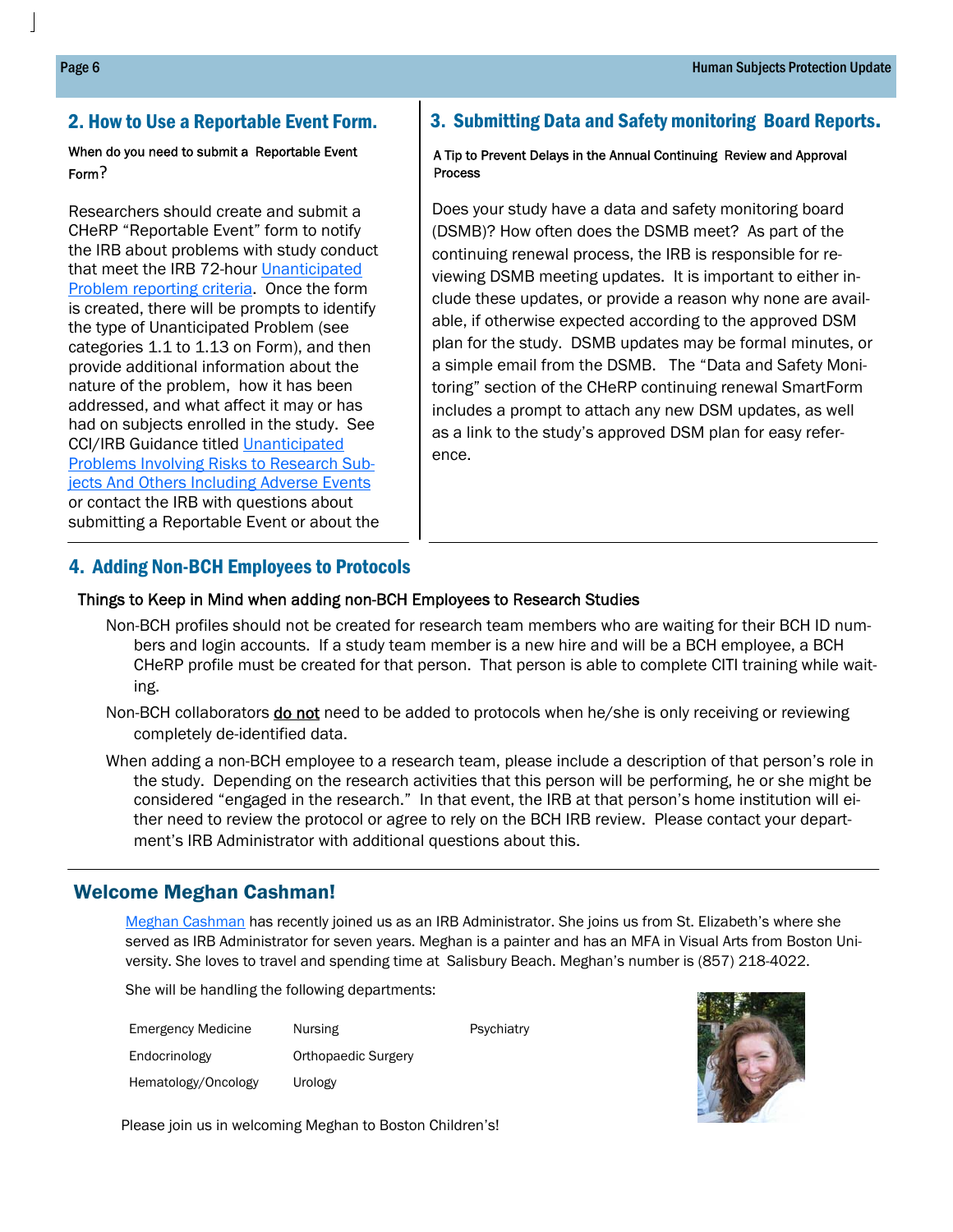## 2. How to Use a Reportable Event Form.

When do you need to submit a Reportable Event Form?

Researchers should create and submit a CHeRP "Reportable Event" form to notify the IRB about problems with study conduct that meet the IRB 72-hour Unanticipated Problem reporting criteria. Once the form is created, there will be prompts to identify the type of Unanticipated Problem (see categories 1.1 to 1.13 on Form), and then provide additional information about the nature of the problem, how it has been addressed, and what affect it may or has had on subjects enrolled in the study. See CCI/IRB Guidance titled Unanticipated Problems Involving Risks to Research Subjects And Others Including Adverse Events or contact the IRB with questions about submitting a Reportable Event or about the

## 3. Submitting Data and Safety monitoring Board Reports.

A Tip to Prevent Delays in the Annual Continuing Review and Approval Process

Does your study have a data and safety monitoring board (DSMB)? How often does the DSMB meet? As part of the continuing renewal process, the IRB is responsible for reviewing DSMB meeting updates. It is important to either include these updates, or provide a reason why none are available, if otherwise expected according to the approved DSM plan for the study. DSMB updates may be formal minutes, or a simple email from the DSMB. The "Data and Safety Monitoring" section of the CHeRP continuing renewal SmartForm includes a prompt to attach any new DSM updates, as well as a link to the study's approved DSM plan for easy reference.

## 4. Adding Non-BCH Employees to Protocols

Things to Keep in Mind when adding non-BCH Employees to Research Studies

Non-BCH profiles should not be created for research team members who are waiting for their BCH ID numbers and login accounts. If a study team member is a new hire and will be a BCH employee, a BCH CHeRP profile must be created for that person. That person is able to complete CITI training while waiting.

Non-BCH collaborators <u>do not</u> need to be added to protocols when he/she is only receiving or reviewing completely de-identified data.

When adding a non-BCH employee to a research team, please include a description of that person's role in the study. Depending on the research activities that this person will be performing, he or she might be considered "engaged in the research." In that event, the IRB at that person's home institution will either need to review the protocol or agree to rely on the BCH IRB review. Please contact your department's IRB Administrator with additional questions about this.

## Welcome Meghan Cashman!

Meghan Cashman has recently joined us as an IRB Administrator. She joins us from St. Elizabeth's where she served as IRB Administrator for seven years. Meghan is a painter and has an MFA in Visual Arts from Boston University. She loves to travel and spending time at Salisbury Beach. Meghan's number is (857) 218-4022.

She will be handling the following departments:

| | | |
|---|---|---|
| Emergency Medicine | Nursing | Psychiatry |
| Endocrinology | Orthopaedic Surgery | |
| Hematology/Oncology | Urology | |

Please join us in welcoming Meghan to Boston Children's!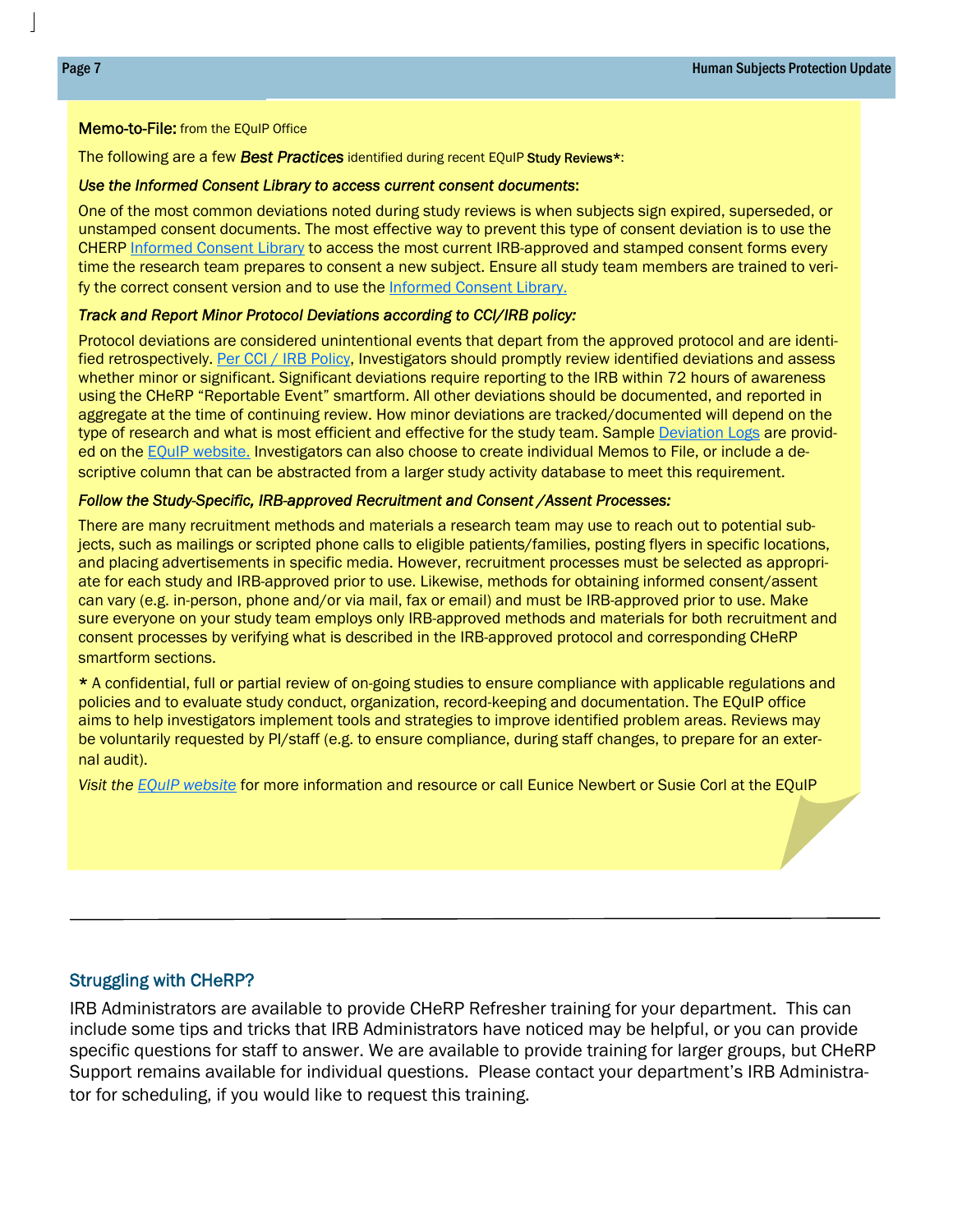**Memo-to-File:** from the EQuIP Office

The following are a few ***Best Practices*** identified during recent EQuIP **Study Reviews***:

***Use the Informed Consent Library to access current consent documents*:**

One of the most common deviations noted during study reviews is when subjects sign expired, superseded, or unstamped consent documents. The most effective way to prevent this type of consent deviation is to use the CHERP Informed Consent Library to access the most current IRB-approved and stamped consent forms every time the research team prepares to consent a new subject. Ensure all study team members are trained to verify the correct consent version and to use the Informed Consent Library.

***Track and Report Minor Protocol Deviations according to CCI/IRB policy:***

Protocol deviations are considered unintentional events that depart from the approved protocol and are identified retrospectively. Per CCI / IRB Policy, Investigators should promptly review identified deviations and assess whether minor or significant. Significant deviations require reporting to the IRB within 72 hours of awareness using the CHeRP "Reportable Event" smartform. All other deviations should be documented, and reported in aggregate at the time of continuing review. How minor deviations are tracked/documented will depend on the type of research and what is most efficient and effective for the study team. Sample Deviation Logs are provided on the EQuIP website. Investigators can also choose to create individual Memos to File, or include a descriptive column that can be abstracted from a larger study activity database to meet this requirement.

***Follow the Study-Specific, IRB-approved Recruitment and Consent /Assent Processes:***

There are many recruitment methods and materials a research team may use to reach out to potential subjects, such as mailings or scripted phone calls to eligible patients/families, posting flyers in specific locations, and placing advertisements in specific media. However, recruitment processes must be selected as appropriate for each study and IRB-approved prior to use. Likewise, methods for obtaining informed consent/assent can vary (e.g. in-person, phone and/or via mail, fax or email) and must be IRB-approved prior to use. Make sure everyone on your study team employs only IRB-approved methods and materials for both recruitment and consent processes by verifying what is described in the IRB-approved protocol and corresponding CHeRP smartform sections.

* A confidential, full or partial review of on-going studies to ensure compliance with applicable regulations and policies and to evaluate study conduct, organization, record-keeping and documentation. The EQuIP office aims to help investigators implement tools and strategies to improve identified problem areas. Reviews may be voluntarily requested by PI/staff (e.g. to ensure compliance, during staff changes, to prepare for an external audit).

*Visit the EQuIP website* for more information and resource or call Eunice Newbert or Susie Corl at the EQuIP

---

## Struggling with CHeRP?

IRB Administrators are available to provide CHeRP Refresher training for your department. This can include some tips and tricks that IRB Administrators have noticed may be helpful, or you can provide specific questions for staff to answer. We are available to provide training for larger groups, but CHeRP Support remains available for individual questions. Please contact your department's IRB Administrator for scheduling, if you would like to request this training.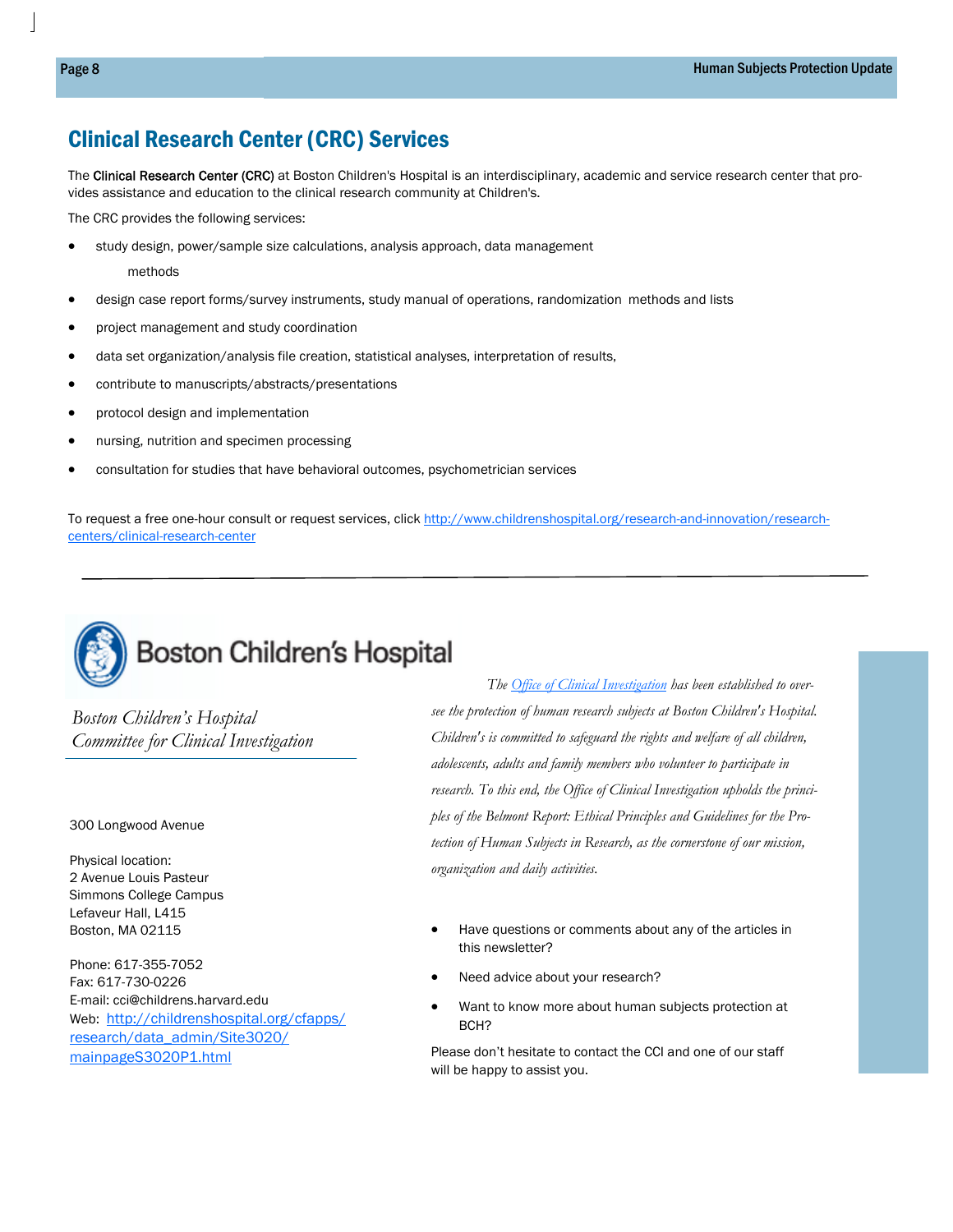## Clinical Research Center (CRC) Services

The **Clinical Research Center (CRC)** at Boston Children's Hospital is an interdisciplinary, academic and service research center that provides assistance and education to the clinical research community at Children's.

The CRC provides the following services:

- study design, power/sample size calculations, analysis approach, data management methods
- design case report forms/survey instruments, study manual of operations, randomization methods and lists
- project management and study coordination
- data set organization/analysis file creation, statistical analyses, interpretation of results,
- contribute to manuscripts/abstracts/presentations
- protocol design and implementation
- nursing, nutrition and specimen processing
- consultation for studies that have behavioral outcomes, psychometrician services

To request a free one-hour consult or request services, click [http://www.childrenshospital.org/research-and-innovation/research-centers/clinical-research-center](http://www.childrenshospital.org/research-and-innovation/research-centers/clinical-research-center)

---

Boston Children's Hospital

*Boston Children's Hospital*
*Committee for Clinical Investigation*

300 Longwood Avenue

Physical location:
2 Avenue Louis Pasteur
Simmons College Campus
Lefaveur Hall, L415
Boston, MA 02115

Phone: 617-355-7052
Fax: 617-730-0226
E-mail: cci@childrens.harvard.edu
Web: [http://childrenshospital.org/cfapps/research/data_admin/Site3020/mainpageS3020P1.html](http://childrenshospital.org/cfapps/research/data_admin/Site3020/mainpageS3020P1.html)

*The Office of Clinical Investigation has been established to oversee the protection of human research subjects at Boston Children's Hospital. Children's is committed to safeguard the rights and welfare of all children, adolescents, adults and family members who volunteer to participate in research. To this end, the Office of Clinical Investigation upholds the principles of the Belmont Report: Ethical Principles and Guidelines for the Protection of Human Subjects in Research, as the cornerstone of our mission, organization and daily activities.*

- Have questions or comments about any of the articles in this newsletter?
- Need advice about your research?
- Want to know more about human subjects protection at BCH?

Please don't hesitate to contact the CCI and one of our staff will be happy to assist you.